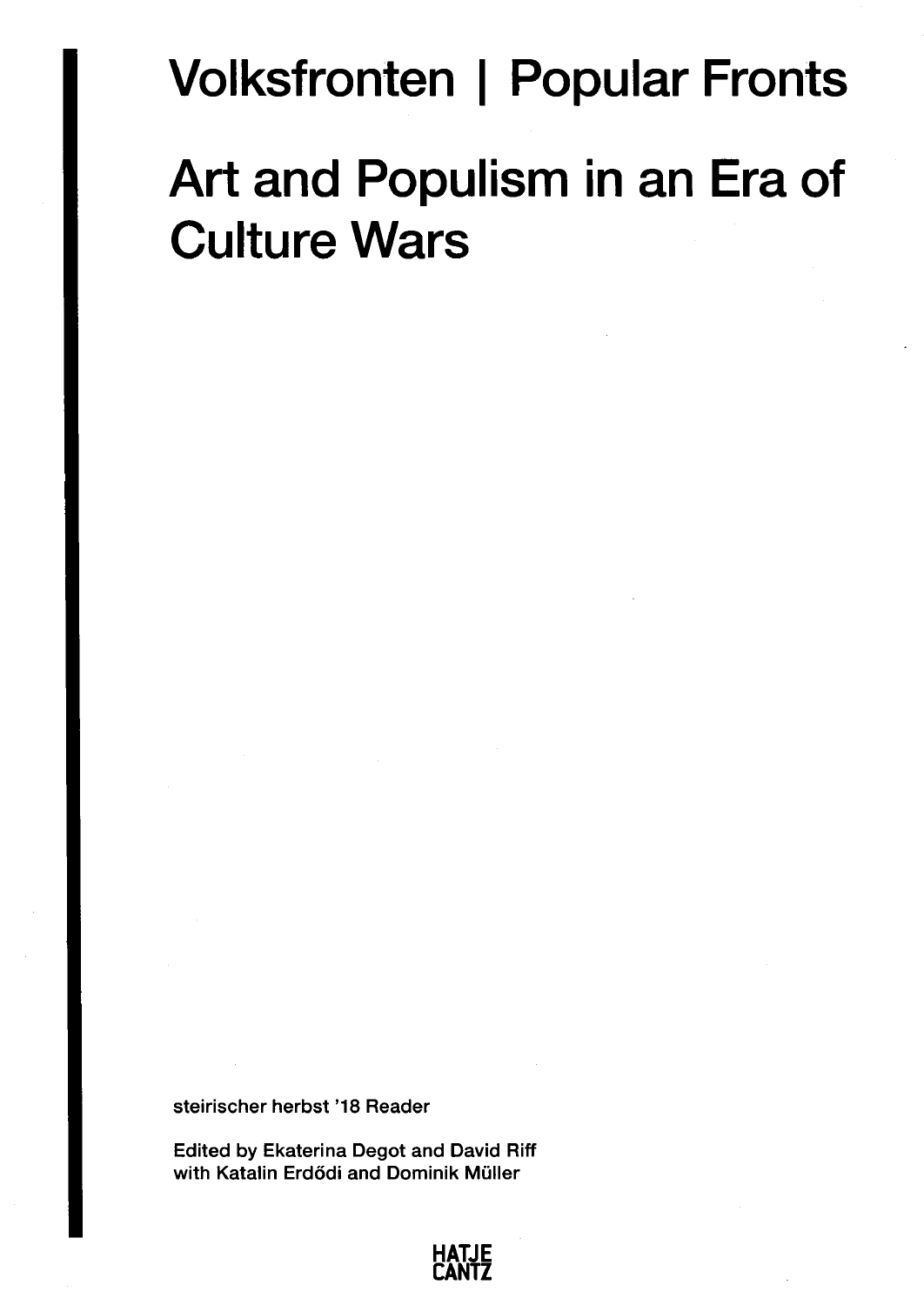# Volksfronten | Popular Fronts

# Art and Populism in an Era of Culture Wars

steirischer herbst '18 Reader

Edited by Ekaterina Degot and David Riff
with Katalin Erdődi and Dominik Müller

HATJE
CANTZ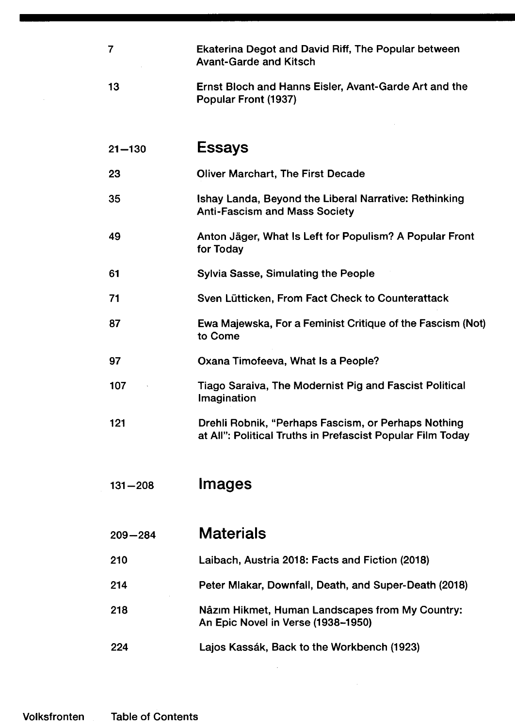| | |
|---|---|
| 7 | Ekaterina Degot and David Riff, The Popular between Avant-Garde and Kitsch |
| 13 | Ernst Bloch and Hanns Eisler, Avant-Garde Art and the Popular Front (1937) |

## 21–130 Essays

| | |
|---|---|
| 23 | Oliver Marchart, The First Decade |
| 35 | Ishay Landa, Beyond the Liberal Narrative: Rethinking Anti-Fascism and Mass Society |
| 49 | Anton Jäger, What Is Left for Populism? A Popular Front for Today |
| 61 | Sylvia Sasse, Simulating the People |
| 71 | Sven Lütticken, From Fact Check to Counterattack |
| 87 | Ewa Majewska, For a Feminist Critique of the Fascism (Not) to Come |
| 97 | Oxana Timofeeva, What Is a People? |
| 107 | Tiago Saraiva, The Modernist Pig and Fascist Political Imagination |
| 121 | Drehli Robnik, "Perhaps Fascism, or Perhaps Nothing at All": Political Truths in Prefascist Popular Film Today |

## 131–208 Images

## 209–284 Materials

| | |
|---|---|
| 210 | Laibach, Austria 2018: Facts and Fiction (2018) |
| 214 | Peter Mlakar, Downfall, Death, and Super-Death (2018) |
| 218 | Nâzım Hikmet, Human Landscapes from My Country: An Epic Novel in Verse (1938–1950) |
| 224 | Lajos Kassák, Back to the Workbench (1923) |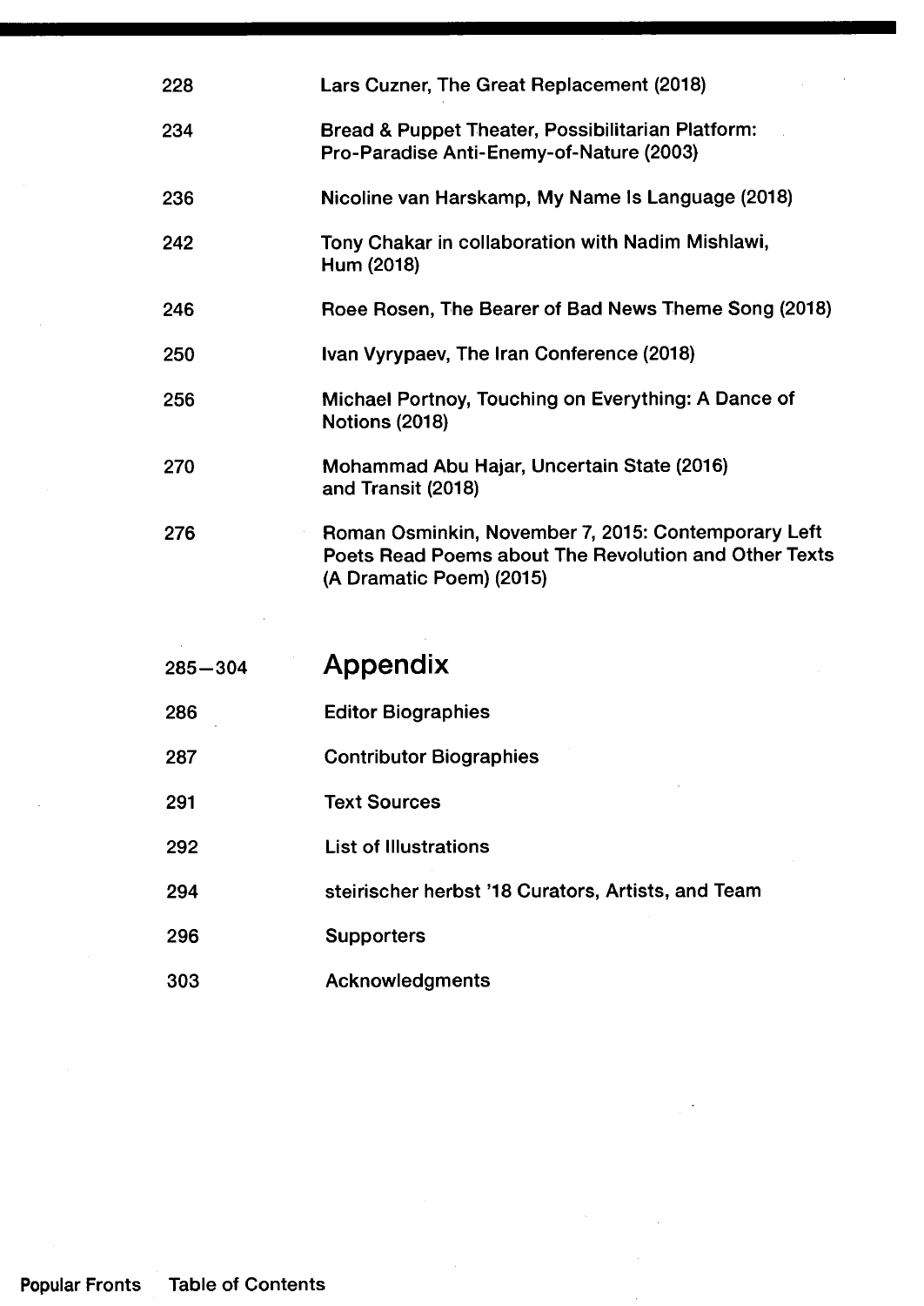| | |
|---|---|
| 228 | Lars Cuzner, The Great Replacement (2018) |
| 234 | Bread & Puppet Theater, Possibilitarian Platform: Pro-Paradise Anti-Enemy-of-Nature (2003) |
| 236 | Nicoline van Harskamp, My Name Is Language (2018) |
| 242 | Tony Chakar in collaboration with Nadim Mishlawi, Hum (2018) |
| 246 | Roee Rosen, The Bearer of Bad News Theme Song (2018) |
| 250 | Ivan Vyrypaev, The Iran Conference (2018) |
| 256 | Michael Portnoy, Touching on Everything: A Dance of Notions (2018) |
| 270 | Mohammad Abu Hajar, Uncertain State (2016) and Transit (2018) |
| 276 | Roman Osminkin, November 7, 2015: Contemporary Left Poets Read Poems about The Revolution and Other Texts (A Dramatic Poem) (2015) |

## 285–304 Appendix

| | |
|---|---|
| 286 | Editor Biographies |
| 287 | Contributor Biographies |
| 291 | Text Sources |
| 292 | List of Illustrations |
| 294 | steirischer herbst '18 Curators, Artists, and Team |
| 296 | Supporters |
| 303 | Acknowledgments |